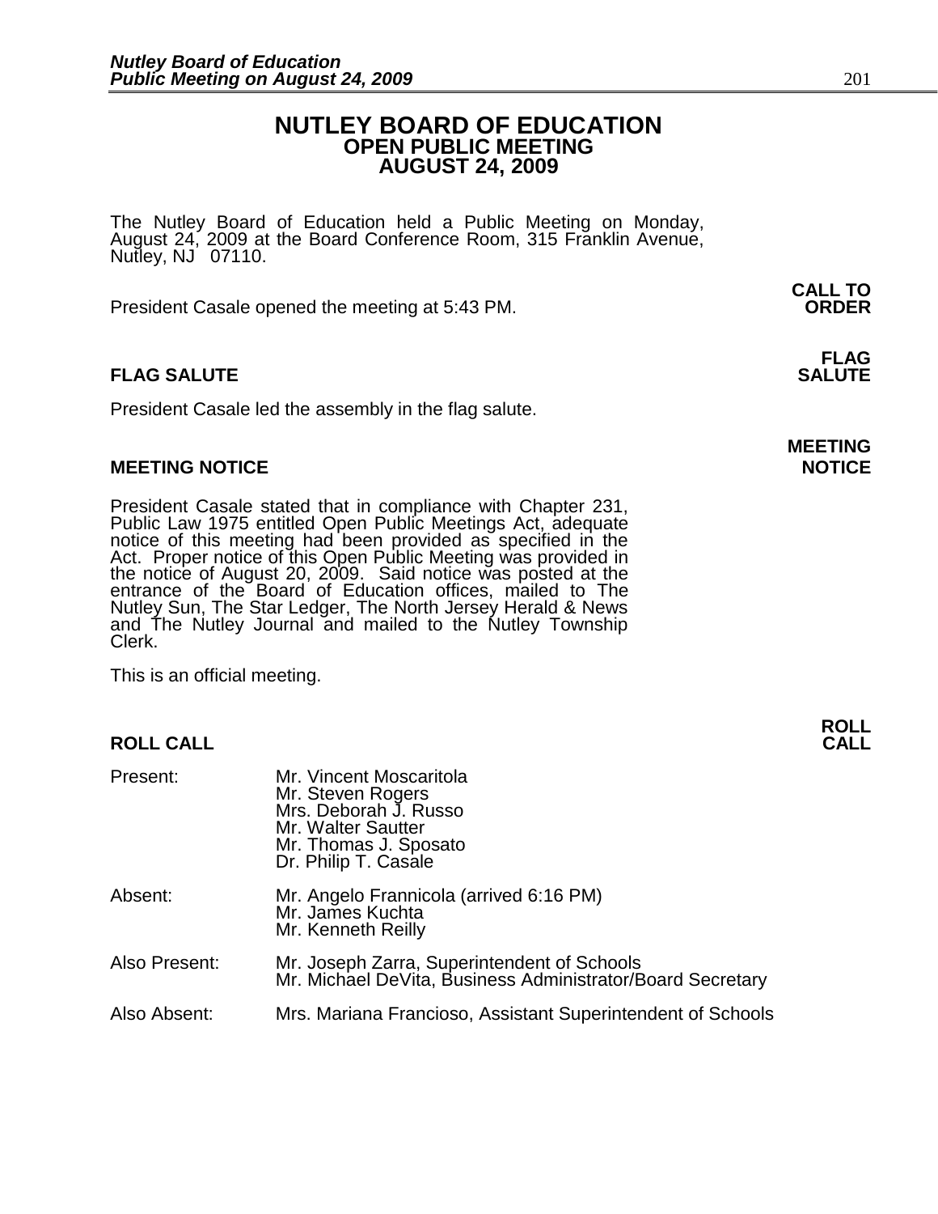# NUTLEY BOARD OF EDUCATION
## OPEN PUBLIC MEETING
## AUGUST 24, 2009

The Nutley Board of Education held a Public Meeting on Monday, August 24, 2009 at the Board Conference Room, 315 Franklin Avenue, Nutley, NJ 07110.

**CALL TO ORDER**

President Casale opened the meeting at 5:43 PM.

**FLAG SALUTE**

President Casale led the assembly in the flag salute.

**MEETING NOTICE**

President Casale stated that in compliance with Chapter 231, Public Law 1975 entitled Open Public Meetings Act, adequate notice of this meeting had been provided as specified in the Act. Proper notice of this Open Public Meeting was provided in the notice of August 20, 2009. Said notice was posted at the entrance of the Board of Education offices, mailed to The Nutley Sun, The Star Ledger, The North Jersey Herald & News and The Nutley Journal and mailed to the Nutley Township Clerk.

This is an official meeting.

**ROLL CALL**

| | |
|---|---|
| Present: | Mr. Vincent Moscaritola<br>Mr. Steven Rogers<br>Mrs. Deborah J. Russo<br>Mr. Walter Sautter<br>Mr. Thomas J. Sposato<br>Dr. Philip T. Casale |
| Absent: | Mr. Angelo Frannicola (arrived 6:16 PM)<br>Mr. James Kuchta<br>Mr. Kenneth Reilly |
| Also Present: | Mr. Joseph Zarra, Superintendent of Schools<br>Mr. Michael DeVita, Business Administrator/Board Secretary |
| Also Absent: | Mrs. Mariana Francioso, Assistant Superintendent of Schools |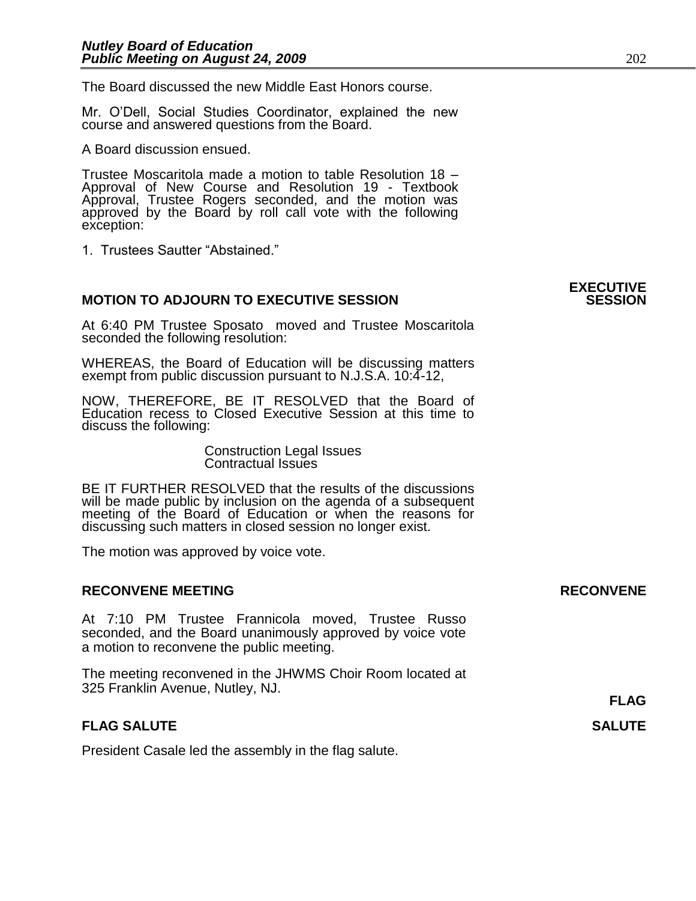The Board discussed the new Middle East Honors course.

Mr. O'Dell, Social Studies Coordinator, explained the new course and answered questions from the Board.

A Board discussion ensued.

Trustee Moscaritola made a motion to table Resolution 18 – Approval of New Course and Resolution 19 - Textbook Approval, Trustee Rogers seconded, and the motion was approved by the Board by roll call vote with the following exception:

1. Trustees Sautter "Abstained."

## MOTION TO ADJOURN TO EXECUTIVE SESSION

**EXECUTIVE SESSION**

At 6:40 PM Trustee Sposato moved and Trustee Moscaritola seconded the following resolution:

WHEREAS, the Board of Education will be discussing matters exempt from public discussion pursuant to N.J.S.A. 10:4-12,

NOW, THEREFORE, BE IT RESOLVED that the Board of Education recess to Closed Executive Session at this time to discuss the following:

Construction Legal Issues
Contractual Issues

BE IT FURTHER RESOLVED that the results of the discussions will be made public by inclusion on the agenda of a subsequent meeting of the Board of Education or when the reasons for discussing such matters in closed session no longer exist.

The motion was approved by voice vote.

## RECONVENE MEETING

**RECONVENE**

At 7:10 PM Trustee Frannicola moved, Trustee Russo seconded, and the Board unanimously approved by voice vote a motion to reconvene the public meeting.

The meeting reconvened in the JHWMS Choir Room located at 325 Franklin Avenue, Nutley, NJ.

## FLAG SALUTE

**FLAG SALUTE**

President Casale led the assembly in the flag salute.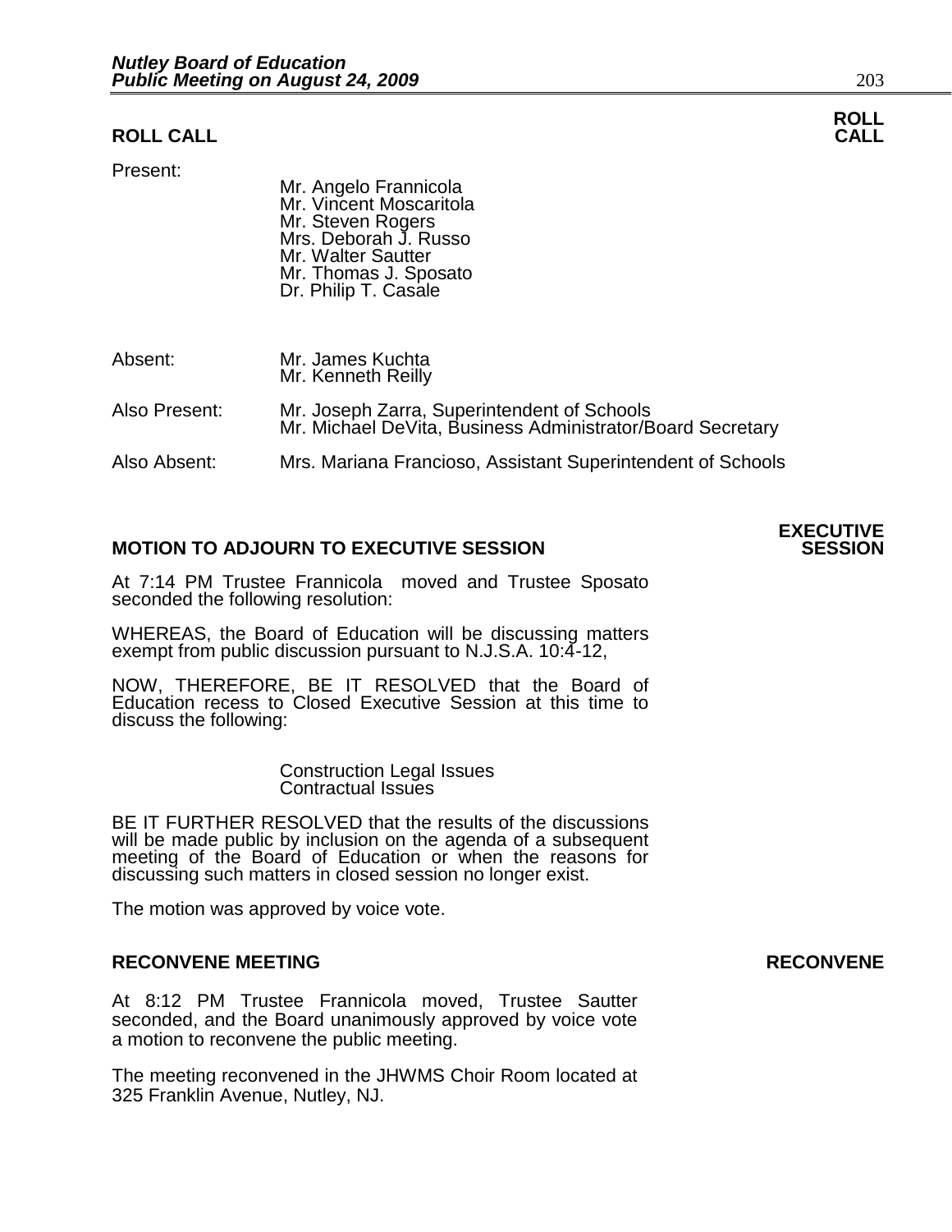## ROLL CALL

**ROLL CALL**

Present:

Mr. Angelo Frannicola
Mr. Vincent Moscaritola
Mr. Steven Rogers
Mrs. Deborah J. Russo
Mr. Walter Sautter
Mr. Thomas J. Sposato
Dr. Philip T. Casale

Absent: Mr. James Kuchta
Mr. Kenneth Reilly

Also Present: Mr. Joseph Zarra, Superintendent of Schools
Mr. Michael DeVita, Business Administrator/Board Secretary

Also Absent: Mrs. Mariana Francioso, Assistant Superintendent of Schools

## MOTION TO ADJOURN TO EXECUTIVE SESSION

**EXECUTIVE SESSION**

At 7:14 PM Trustee Frannicola moved and Trustee Sposato seconded the following resolution:

WHEREAS, the Board of Education will be discussing matters exempt from public discussion pursuant to N.J.S.A. 10:4-12,

NOW, THEREFORE, BE IT RESOLVED that the Board of Education recess to Closed Executive Session at this time to discuss the following:

Construction Legal Issues
Contractual Issues

BE IT FURTHER RESOLVED that the results of the discussions will be made public by inclusion on the agenda of a subsequent meeting of the Board of Education or when the reasons for discussing such matters in closed session no longer exist.

The motion was approved by voice vote.

## RECONVENE MEETING

**RECONVENE**

At 8:12 PM Trustee Frannicola moved, Trustee Sautter seconded, and the Board unanimously approved by voice vote a motion to reconvene the public meeting.

The meeting reconvened in the JHWMS Choir Room located at 325 Franklin Avenue, Nutley, NJ.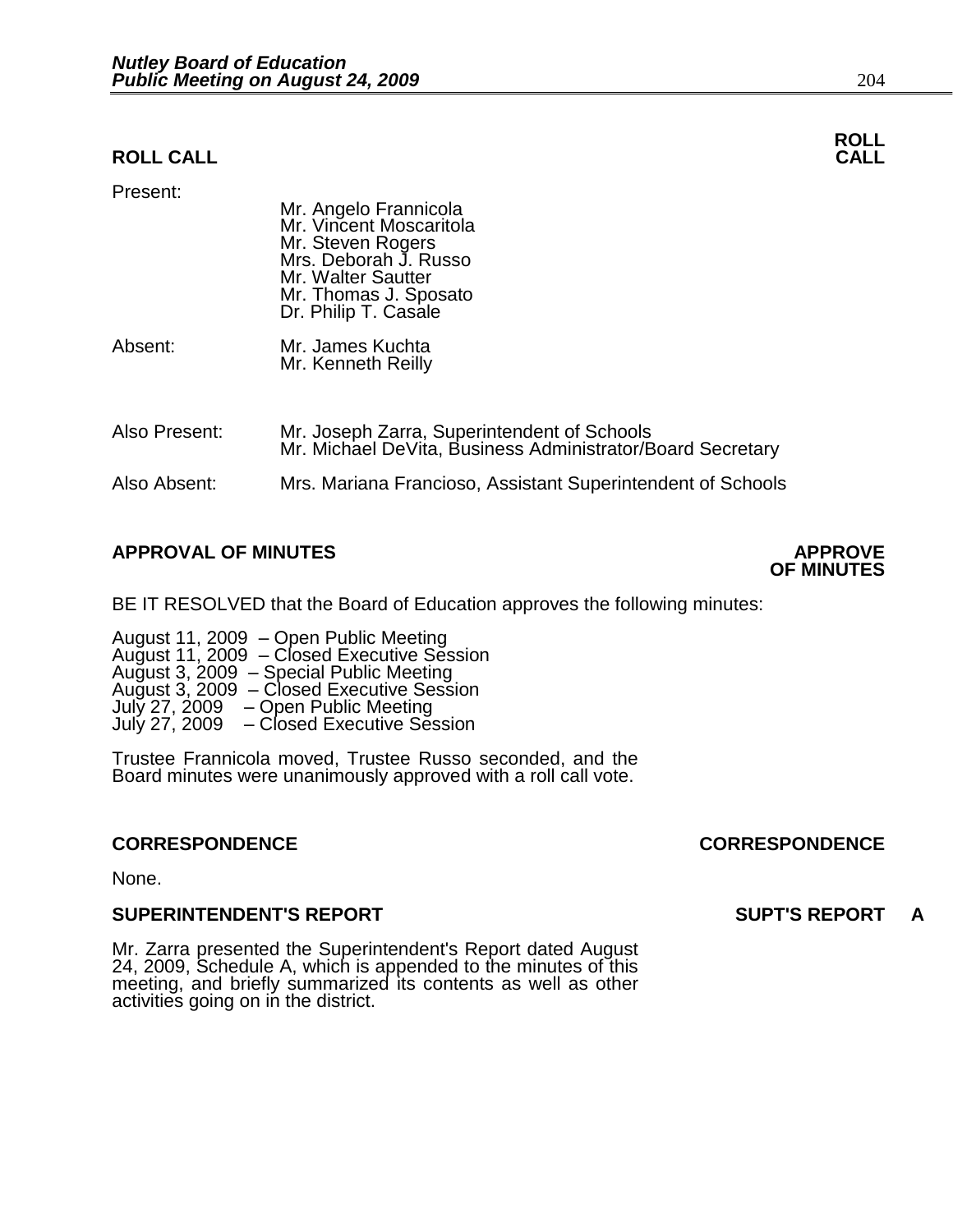## ROLL CALL

**ROLL CALL**

Present:

Mr. Angelo Frannicola
Mr. Vincent Moscaritola
Mr. Steven Rogers
Mrs. Deborah J. Russo
Mr. Walter Sautter
Mr. Thomas J. Sposato
Dr. Philip T. Casale

Absent:

Mr. James Kuchta
Mr. Kenneth Reilly

Also Present:

Mr. Joseph Zarra, Superintendent of Schools
Mr. Michael DeVita, Business Administrator/Board Secretary

Also Absent:

Mrs. Mariana Francioso, Assistant Superintendent of Schools

## APPROVAL OF MINUTES

**APPROVE OF MINUTES**

BE IT RESOLVED that the Board of Education approves the following minutes:

August 11, 2009 – Open Public Meeting
August 11, 2009 – Closed Executive Session
August 3, 2009 – Special Public Meeting
August 3, 2009 – Closed Executive Session
July 27, 2009 – Open Public Meeting
July 27, 2009 – Closed Executive Session

Trustee Frannicola moved, Trustee Russo seconded, and the Board minutes were unanimously approved with a roll call vote.

## CORRESPONDENCE

**CORRESPONDENCE**

None.

## SUPERINTENDENT'S REPORT

**SUPT'S REPORT A**

Mr. Zarra presented the Superintendent's Report dated August 24, 2009, Schedule A, which is appended to the minutes of this meeting, and briefly summarized its contents as well as other activities going on in the district.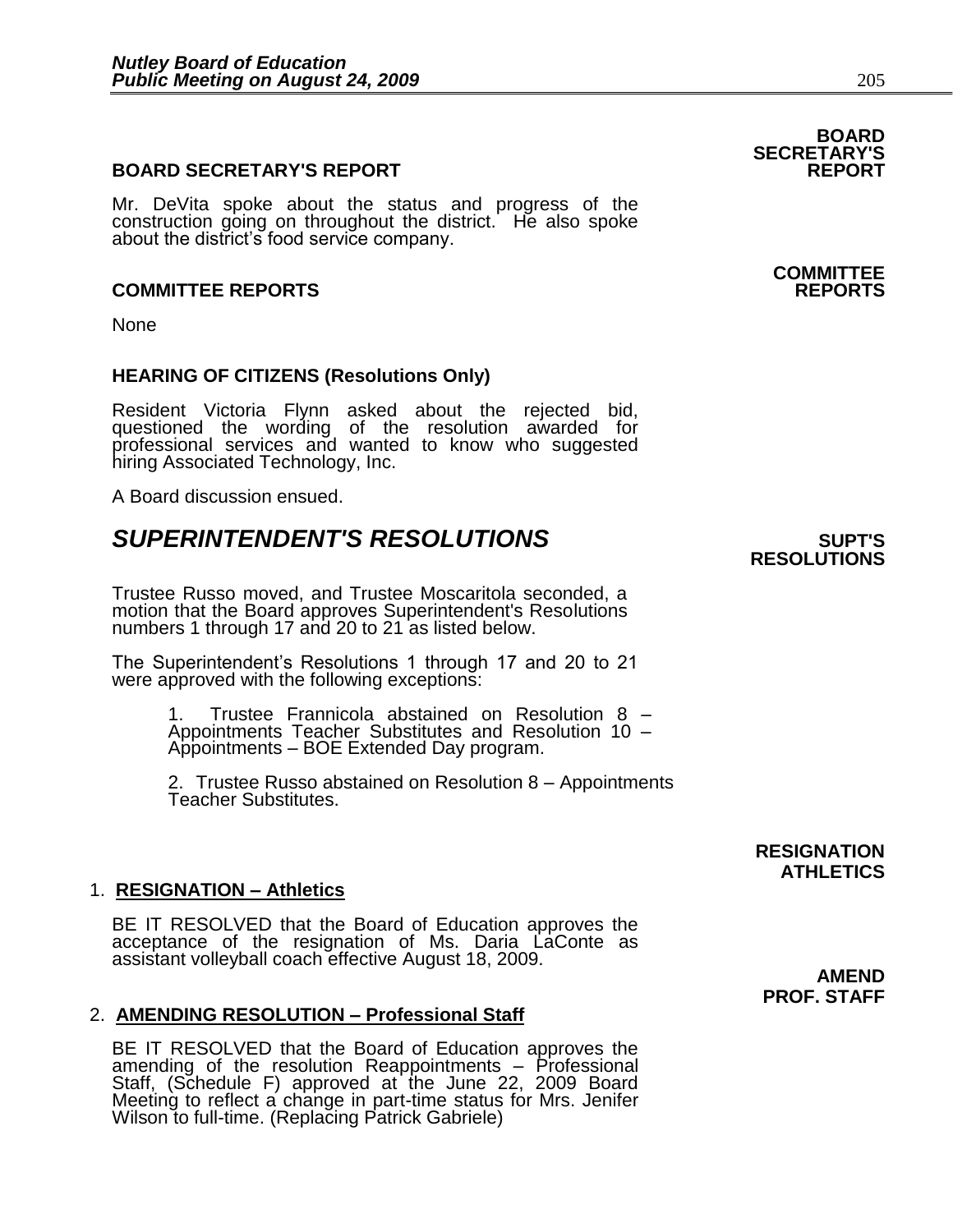**BOARD SECRETARY'S REPORT**

**BOARD SECRETARY'S REPORT**

Mr. DeVita spoke about the status and progress of the construction going on throughout the district. He also spoke about the district's food service company.

**COMMITTEE REPORTS**

**COMMITTEE REPORTS**

None

**HEARING OF CITIZENS (Resolutions Only)**

Resident Victoria Flynn asked about the rejected bid, questioned the wording of the resolution awarded for professional services and wanted to know who suggested hiring Associated Technology, Inc.

A Board discussion ensued.

## *SUPERINTENDENT'S RESOLUTIONS*

**SUPT'S RESOLUTIONS**

Trustee Russo moved, and Trustee Moscaritola seconded, a motion that the Board approves Superintendent's Resolutions numbers 1 through 17 and 20 to 21 as listed below.

The Superintendent's Resolutions 1 through 17 and 20 to 21 were approved with the following exceptions:

1. Trustee Frannicola abstained on Resolution 8 – Appointments Teacher Substitutes and Resolution 10 – Appointments – BOE Extended Day program.

2. Trustee Russo abstained on Resolution 8 – Appointments Teacher Substitutes.

**RESIGNATION ATHLETICS**

1. **RESIGNATION – Athletics**

   BE IT RESOLVED that the Board of Education approves the acceptance of the resignation of Ms. Daria LaConte as assistant volleyball coach effective August 18, 2009.

**AMEND PROF. STAFF**

2. **AMENDING RESOLUTION – Professional Staff**

   BE IT RESOLVED that the Board of Education approves the amending of the resolution Reappointments – Professional Staff, (Schedule F) approved at the June 22, 2009 Board Meeting to reflect a change in part-time status for Mrs. Jenifer Wilson to full-time. (Replacing Patrick Gabriele)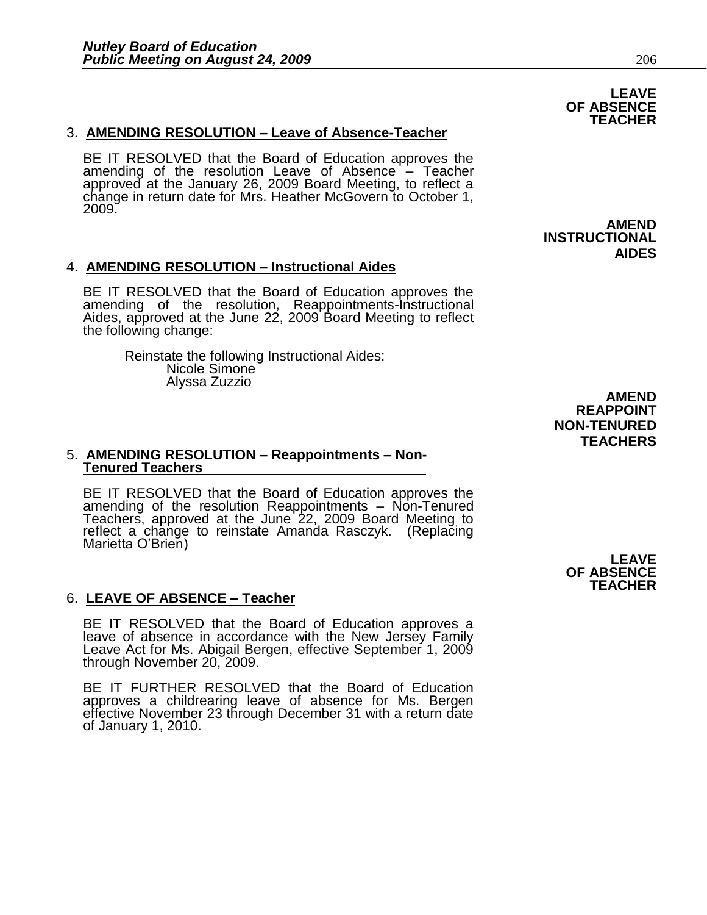**LEAVE OF ABSENCE TEACHER**

3. **AMENDING RESOLUTION – Leave of Absence-Teacher**

BE IT RESOLVED that the Board of Education approves the amending of the resolution Leave of Absence – Teacher approved at the January 26, 2009 Board Meeting, to reflect a change in return date for Mrs. Heather McGovern to October 1, 2009.

**AMEND INSTRUCTIONAL AIDES**

4. **AMENDING RESOLUTION – Instructional Aides**

BE IT RESOLVED that the Board of Education approves the amending of the resolution, Reappointments-Instructional Aides, approved at the June 22, 2009 Board Meeting to reflect the following change:

Reinstate the following Instructional Aides:
Nicole Simone
Alyssa Zuzzio

**AMEND REAPPOINT NON-TENURED TEACHERS**

5. **AMENDING RESOLUTION – Reappointments – Non-Tenured Teachers**

BE IT RESOLVED that the Board of Education approves the amending of the resolution Reappointments – Non-Tenured Teachers, approved at the June 22, 2009 Board Meeting to reflect a change to reinstate Amanda Rasczyk. (Replacing Marietta O'Brien)

**LEAVE OF ABSENCE TEACHER**

6. **LEAVE OF ABSENCE – Teacher**

BE IT RESOLVED that the Board of Education approves a leave of absence in accordance with the New Jersey Family Leave Act for Ms. Abigail Bergen, effective September 1, 2009 through November 20, 2009.

BE IT FURTHER RESOLVED that the Board of Education approves a childrearing leave of absence for Ms. Bergen effective November 23 through December 31 with a return date of January 1, 2010.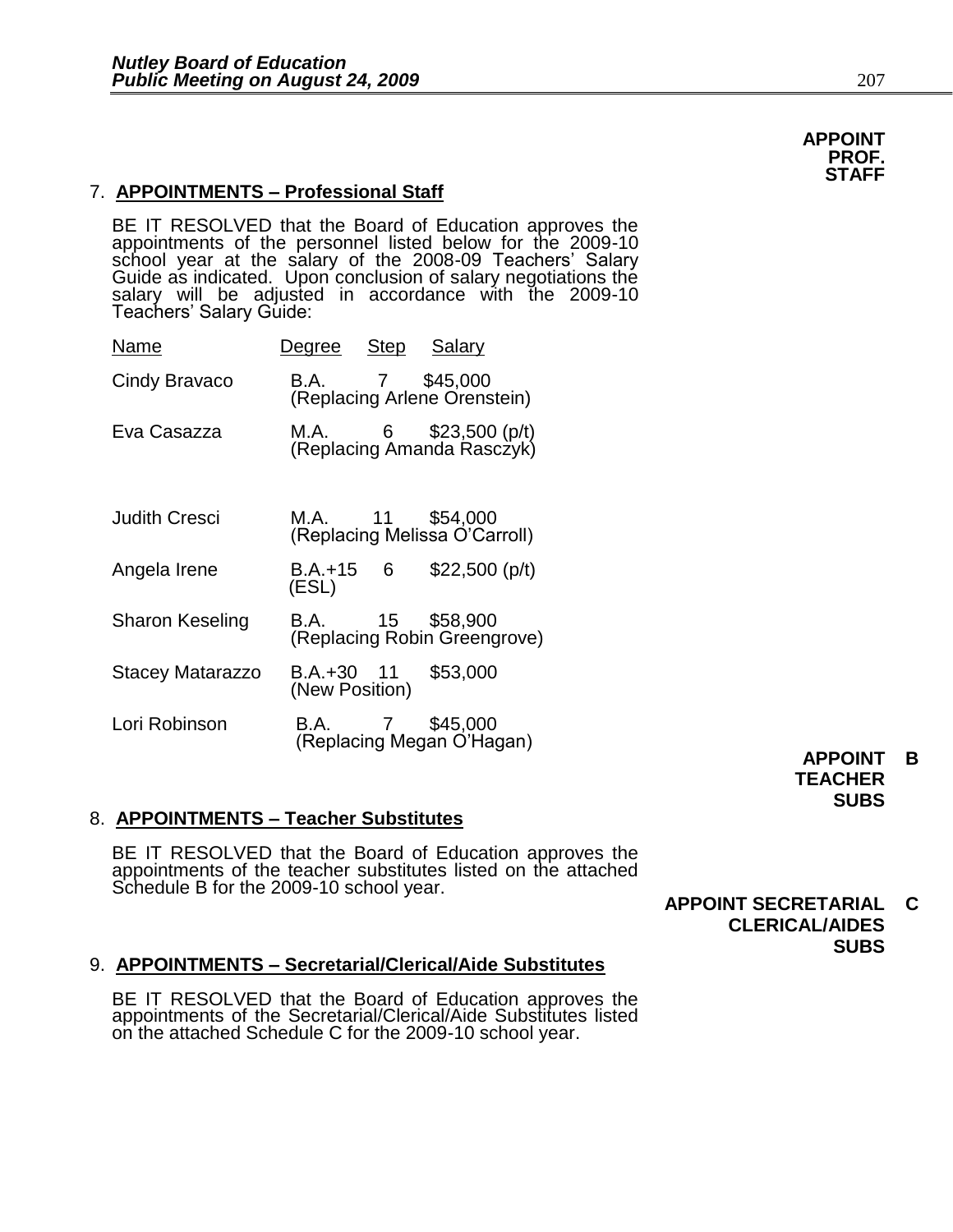**APPOINT PROF. STAFF**

7. **APPOINTMENTS – Professional Staff**

BE IT RESOLVED that the Board of Education approves the appointments of the personnel listed below for the 2009-10 school year at the salary of the 2008-09 Teachers' Salary Guide as indicated. Upon conclusion of salary negotiations the salary will be adjusted in accordance with the 2009-10 Teachers' Salary Guide:

| Name | Degree | Step | Salary |
|---|---|---|---|
| Cindy Bravaco | B.A. | 7 | $45,000 |
| | (Replacing Arlene Orenstein) | | |
| Eva Casazza | M.A. | 6 | $23,500 (p/t) |
| | (Replacing Amanda Rasczyk) | | |
| Judith Cresci | M.A. | 11 | $54,000 |
| | (Replacing Melissa O'Carroll) | | |
| Angela Irene | B.A.+15 (ESL) | 6 | $22,500 (p/t) |
| Sharon Keseling | B.A. | 15 | $58,900 |
| | (Replacing Robin Greengrove) | | |
| Stacey Matarazzo | B.A.+30 | 11 | $53,000 |
| | (New Position) | | |
| Lori Robinson | B.A. | 7 | $45,000 |
| | (Replacing Megan O'Hagan) | | |

**APPOINT TEACHER SUBS** **B**

8. **APPOINTMENTS – Teacher Substitutes**

BE IT RESOLVED that the Board of Education approves the appointments of the teacher substitutes listed on the attached Schedule B for the 2009-10 school year.

**APPOINT SECRETARIAL CLERICAL/AIDES SUBS** **C**

9. **APPOINTMENTS – Secretarial/Clerical/Aide Substitutes**

BE IT RESOLVED that the Board of Education approves the appointments of the Secretarial/Clerical/Aide Substitutes listed on the attached Schedule C for the 2009-10 school year.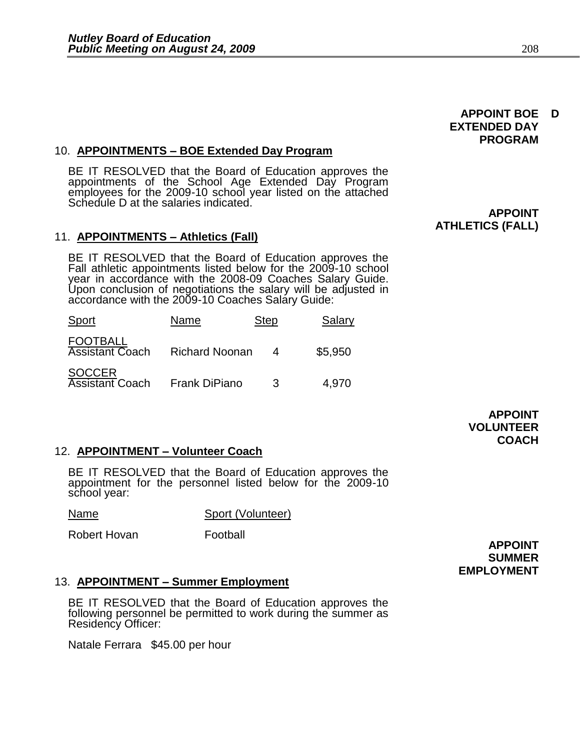**APPOINT BOE EXTENDED DAY PROGRAM**

10. **APPOINTMENTS – BOE Extended Day Program**

BE IT RESOLVED that the Board of Education approves the appointments of the School Age Extended Day Program employees for the 2009-10 school year listed on the attached Schedule D at the salaries indicated.

**APPOINT ATHLETICS (FALL)**

11. **APPOINTMENTS – Athletics (Fall)**

BE IT RESOLVED that the Board of Education approves the Fall athletic appointments listed below for the 2009-10 school year in accordance with the 2008-09 Coaches Salary Guide. Upon conclusion of negotiations the salary will be adjusted in accordance with the 2009-10 Coaches Salary Guide:

| Sport | Name | Step | Salary |
|---|---|---|---|
| FOOTBALL Assistant Coach | Richard Noonan | 4 | $5,950 |
| SOCCER Assistant Coach | Frank DiPiano | 3 | 4,970 |

**APPOINT VOLUNTEER COACH**

12. **APPOINTMENT – Volunteer Coach**

BE IT RESOLVED that the Board of Education approves the appointment for the personnel listed below for the 2009-10 school year:

| Name | Sport (Volunteer) |
|---|---|
| Robert Hovan | Football |

**APPOINT SUMMER EMPLOYMENT**

13. **APPOINTMENT – Summer Employment**

BE IT RESOLVED that the Board of Education approves the following personnel be permitted to work during the summer as Residency Officer:

Natale Ferrara $45.00 per hour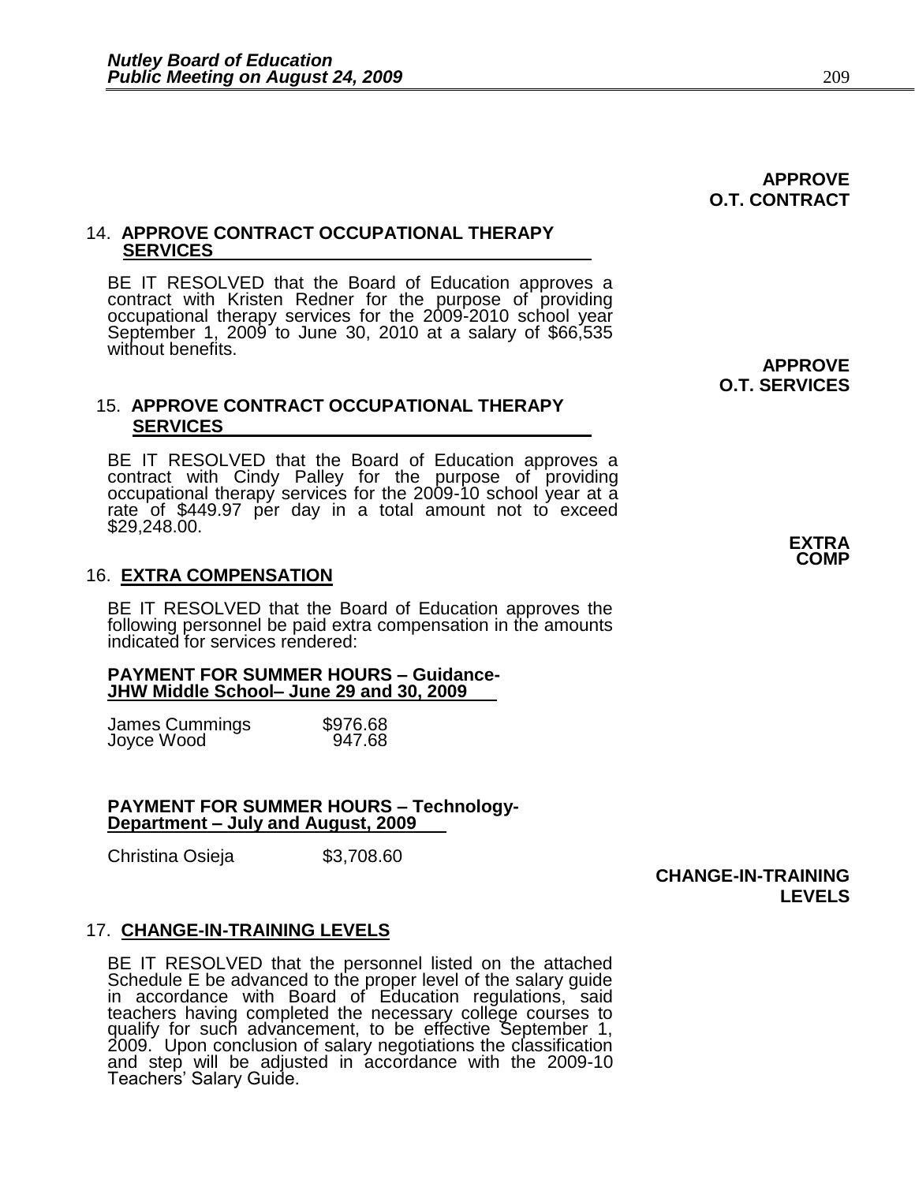**APPROVE O.T. CONTRACT**

14. **APPROVE CONTRACT OCCUPATIONAL THERAPY SERVICES**

BE IT RESOLVED that the Board of Education approves a contract with Kristen Redner for the purpose of providing occupational therapy services for the 2009-2010 school year September 1, 2009 to June 30, 2010 at a salary of $66,535 without benefits.

**APPROVE O.T. SERVICES**

15. **APPROVE CONTRACT OCCUPATIONAL THERAPY SERVICES**

BE IT RESOLVED that the Board of Education approves a contract with Cindy Palley for the purpose of providing occupational therapy services for the 2009-10 school year at a rate of $449.97 per day in a total amount not to exceed $29,248.00.

**EXTRA COMP**

16. **EXTRA COMPENSATION**

BE IT RESOLVED that the Board of Education approves the following personnel be paid extra compensation in the amounts indicated for services rendered:

**PAYMENT FOR SUMMER HOURS – Guidance- JHW Middle School– June 29 and 30, 2009**

| | |
|---|---|
| James Cummings | $976.68 |
| Joyce Wood | 947.68 |

**PAYMENT FOR SUMMER HOURS – Technology- Department – July and August, 2009**

| | |
|---|---|
| Christina Osieja | $3,708.60 |

**CHANGE-IN-TRAINING LEVELS**

17. **CHANGE-IN-TRAINING LEVELS**

BE IT RESOLVED that the personnel listed on the attached Schedule E be advanced to the proper level of the salary guide in accordance with Board of Education regulations, said teachers having completed the necessary college courses to qualify for such advancement, to be effective September 1, 2009. Upon conclusion of salary negotiations the classification and step will be adjusted in accordance with the 2009-10 Teachers' Salary Guide.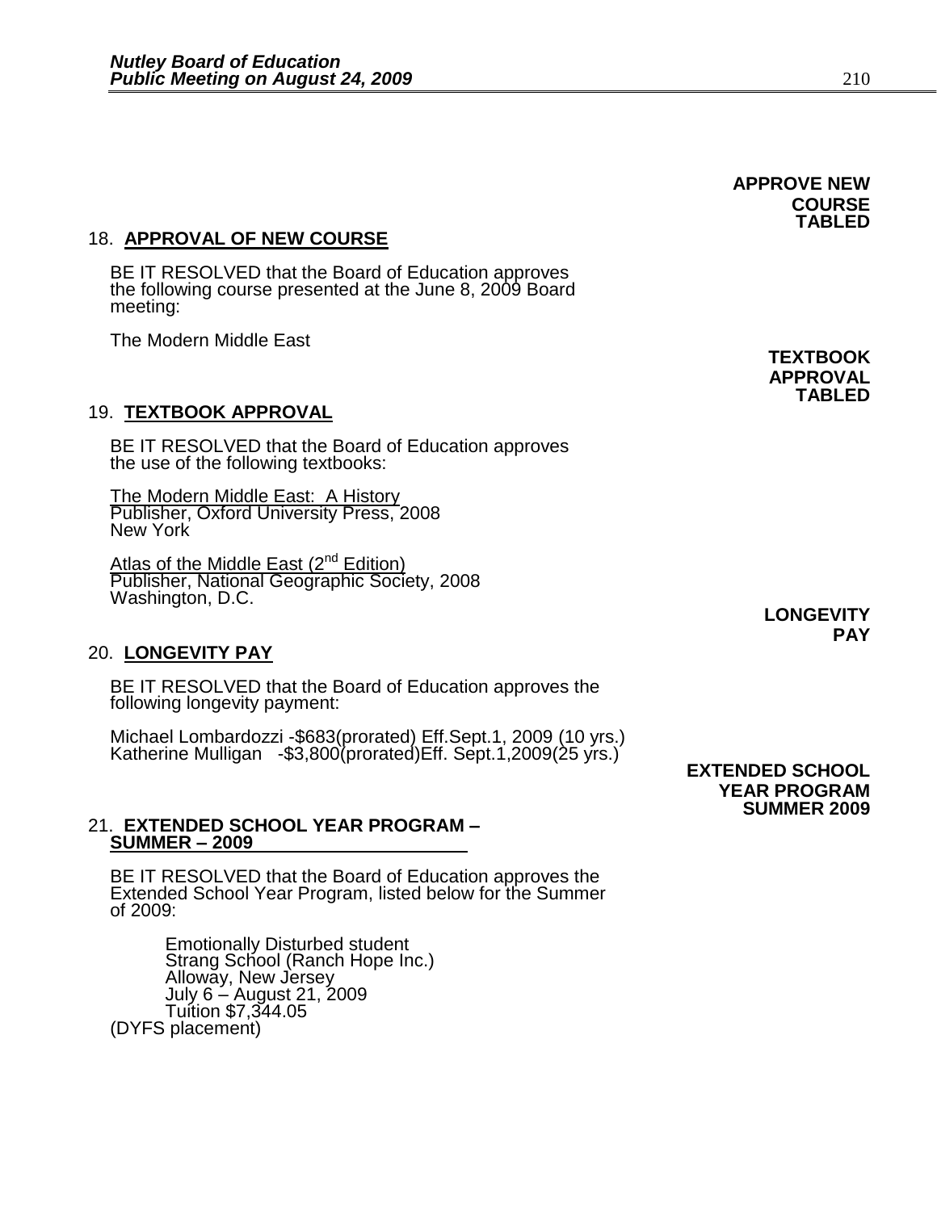**APPROVE NEW COURSE TABLED**

18. **APPROVAL OF NEW COURSE**

BE IT RESOLVED that the Board of Education approves the following course presented at the June 8, 2009 Board meeting:

The Modern Middle East

**TEXTBOOK APPROVAL TABLED**

19. **TEXTBOOK APPROVAL**

BE IT RESOLVED that the Board of Education approves the use of the following textbooks:

The Modern Middle East: A History
Publisher, Oxford University Press, 2008
New York

Atlas of the Middle East (2nd Edition)
Publisher, National Geographic Society, 2008
Washington, D.C.

**LONGEVITY PAY**

20. **LONGEVITY PAY**

BE IT RESOLVED that the Board of Education approves the following longevity payment:

Michael Lombardozzi -$683(prorated) Eff.Sept.1, 2009 (10 yrs.)
Katherine Mulligan -$3,800(prorated)Eff. Sept.1,2009(25 yrs.)

**EXTENDED SCHOOL YEAR PROGRAM SUMMER 2009**

21. **EXTENDED SCHOOL YEAR PROGRAM – SUMMER – 2009**

BE IT RESOLVED that the Board of Education approves the Extended School Year Program, listed below for the Summer of 2009:

Emotionally Disturbed student
Strang School (Ranch Hope Inc.)
Alloway, New Jersey
July 6 – August 21, 2009
Tuition $7,344.05
(DYFS placement)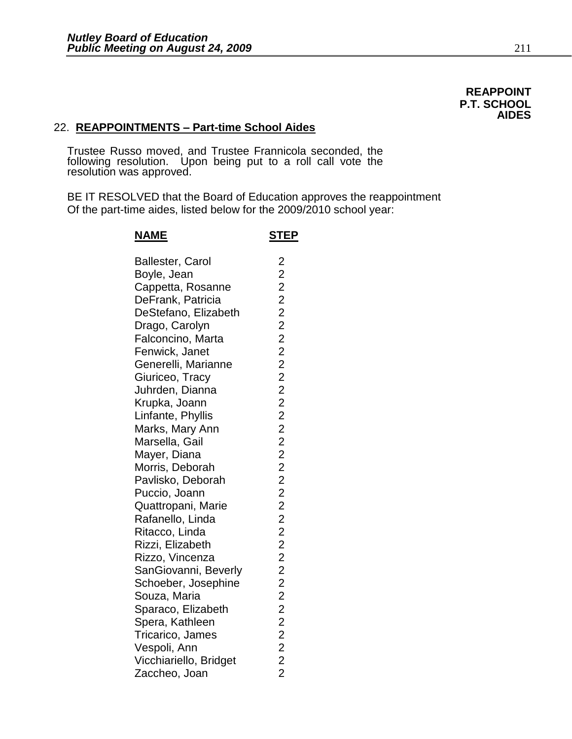**REAPPOINT P.T. SCHOOL AIDES**

## 22. **REAPPOINTMENTS – Part-time School Aides**

Trustee Russo moved, and Trustee Frannicola seconded, the following resolution. Upon being put to a roll call vote the resolution was approved.

BE IT RESOLVED that the Board of Education approves the reappointment Of the part-time aides, listed below for the 2009/2010 school year:

| NAME | STEP |
|---|---|
| Ballester, Carol | 2 |
| Boyle, Jean | 2 |
| Cappetta, Rosanne | 2 |
| DeFrank, Patricia | 2 |
| DeStefano, Elizabeth | 2 |
| Drago, Carolyn | 2 |
| Falconcino, Marta | 2 |
| Fenwick, Janet | 2 |
| Generelli, Marianne | 2 |
| Giuriceo, Tracy | 2 |
| Juhrden, Dianna | 2 |
| Krupka, Joann | 2 |
| Linfante, Phyllis | 2 |
| Marks, Mary Ann | 2 |
| Marsella, Gail | 2 |
| Mayer, Diana | 2 |
| Morris, Deborah | 2 |
| Pavlisko, Deborah | 2 |
| Puccio, Joann | 2 |
| Quattropani, Marie | 2 |
| Rafanello, Linda | 2 |
| Ritacco, Linda | 2 |
| Rizzi, Elizabeth | 2 |
| Rizzo, Vincenza | 2 |
| SanGiovanni, Beverly | 2 |
| Schoeber, Josephine | 2 |
| Souza, Maria | 2 |
| Sparaco, Elizabeth | 2 |
| Spera, Kathleen | 2 |
| Tricarico, James | 2 |
| Vespoli, Ann | 2 |
| Vicchiariello, Bridget | 2 |
| Zaccheo, Joan | 2 |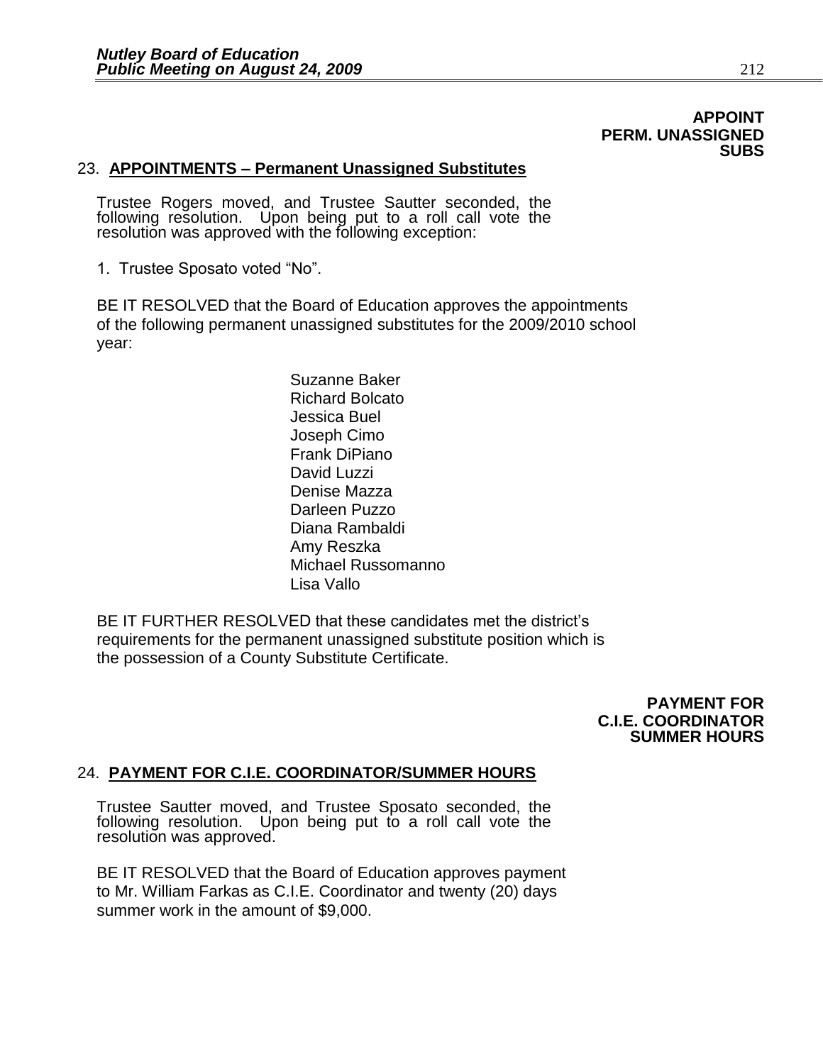**APPOINT PERM. UNASSIGNED SUBS**

23. **APPOINTMENTS – Permanent Unassigned Substitutes**

Trustee Rogers moved, and Trustee Sautter seconded, the following resolution. Upon being put to a roll call vote the resolution was approved with the following exception:

1. Trustee Sposato voted "No".

BE IT RESOLVED that the Board of Education approves the appointments of the following permanent unassigned substitutes for the 2009/2010 school year:

Suzanne Baker  
Richard Bolcato  
Jessica Buel  
Joseph Cimo  
Frank DiPiano  
David Luzzi  
Denise Mazza  
Darleen Puzzo  
Diana Rambaldi  
Amy Reszka  
Michael Russomanno  
Lisa Vallo

BE IT FURTHER RESOLVED that these candidates met the district's requirements for the permanent unassigned substitute position which is the possession of a County Substitute Certificate.

**PAYMENT FOR C.I.E. COORDINATOR SUMMER HOURS**

24. **PAYMENT FOR C.I.E. COORDINATOR/SUMMER HOURS**

Trustee Sautter moved, and Trustee Sposato seconded, the following resolution. Upon being put to a roll call vote the resolution was approved.

BE IT RESOLVED that the Board of Education approves payment to Mr. William Farkas as C.I.E. Coordinator and twenty (20) days summer work in the amount of $9,000.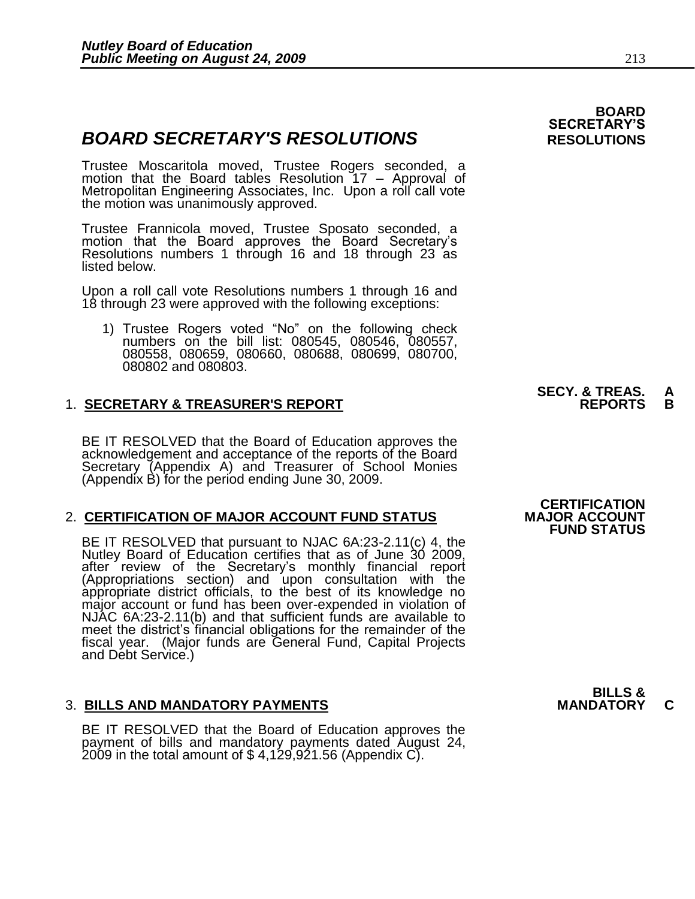# BOARD SECRETARY'S RESOLUTIONS

**BOARD SECRETARY'S RESOLUTIONS**

Trustee Moscaritola moved, Trustee Rogers seconded, a motion that the Board tables Resolution 17 – Approval of Metropolitan Engineering Associates, Inc. Upon a roll call vote the motion was unanimously approved.

Trustee Frannicola moved, Trustee Sposato seconded, a motion that the Board approves the Board Secretary's Resolutions numbers 1 through 16 and 18 through 23 as listed below.

Upon a roll call vote Resolutions numbers 1 through 16 and 18 through 23 were approved with the following exceptions:

1) Trustee Rogers voted "No" on the following check numbers on the bill list: 080545, 080546, 080557, 080558, 080659, 080660, 080688, 080699, 080700, 080802 and 080803.

**SECY. & TREAS. REPORTS A B**

1. **SECRETARY & TREASURER'S REPORT**

BE IT RESOLVED that the Board of Education approves the acknowledgement and acceptance of the reports of the Board Secretary (Appendix A) and Treasurer of School Monies (Appendix B) for the period ending June 30, 2009.

**CERTIFICATION MAJOR ACCOUNT FUND STATUS**

2. **CERTIFICATION OF MAJOR ACCOUNT FUND STATUS**

BE IT RESOLVED that pursuant to NJAC 6A:23-2.11(c) 4, the Nutley Board of Education certifies that as of June 30 2009, after review of the Secretary's monthly financial report (Appropriations section) and upon consultation with the appropriate district officials, to the best of its knowledge no major account or fund has been over-expended in violation of NJAC 6A:23-2.11(b) and that sufficient funds are available to meet the district's financial obligations for the remainder of the fiscal year. (Major funds are General Fund, Capital Projects and Debt Service.)

**BILLS & MANDATORY C**

3. **BILLS AND MANDATORY PAYMENTS**

BE IT RESOLVED that the Board of Education approves the payment of bills and mandatory payments dated August 24, 2009 in the total amount of $ 4,129,921.56 (Appendix C).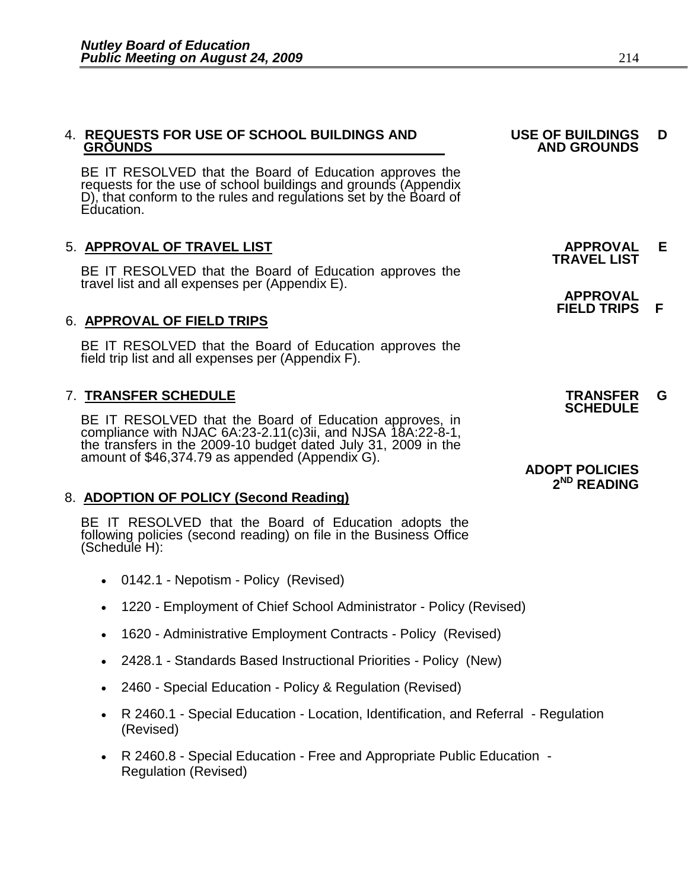4. **REQUESTS FOR USE OF SCHOOL BUILDINGS AND GROUNDS**

**USE OF BUILDINGS AND GROUNDS D**

BE IT RESOLVED that the Board of Education approves the requests for the use of school buildings and grounds (Appendix D), that conform to the rules and regulations set by the Board of Education.

5. **APPROVAL OF TRAVEL LIST**

**APPROVAL TRAVEL LIST E**

BE IT RESOLVED that the Board of Education approves the travel list and all expenses per (Appendix E).

**APPROVAL FIELD TRIPS F**

6. **APPROVAL OF FIELD TRIPS**

BE IT RESOLVED that the Board of Education approves the field trip list and all expenses per (Appendix F).

7. **TRANSFER SCHEDULE**

**TRANSFER SCHEDULE G**

BE IT RESOLVED that the Board of Education approves, in compliance with NJAC 6A:23-2.11(c)3ii, and NJSA 18A:22-8-1, the transfers in the 2009-10 budget dated July 31, 2009 in the amount of $46,374.79 as appended (Appendix G).

**ADOPT POLICIES 2ND READING**

8. **ADOPTION OF POLICY (Second Reading)**

BE IT RESOLVED that the Board of Education adopts the following policies (second reading) on file in the Business Office (Schedule H):

- 0142.1 - Nepotism - Policy (Revised)
- 1220 - Employment of Chief School Administrator - Policy (Revised)
- 1620 - Administrative Employment Contracts - Policy (Revised)
- 2428.1 - Standards Based Instructional Priorities - Policy (New)
- 2460 - Special Education - Policy & Regulation (Revised)
- R 2460.1 - Special Education - Location, Identification, and Referral - Regulation (Revised)
- R 2460.8 - Special Education - Free and Appropriate Public Education - Regulation (Revised)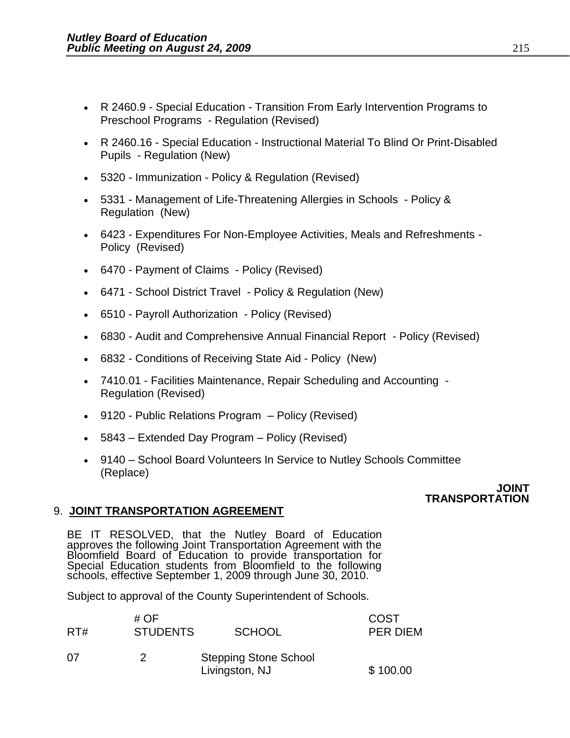- R 2460.9 - Special Education - Transition From Early Intervention Programs to Preschool Programs - Regulation (Revised)
- R 2460.16 - Special Education - Instructional Material To Blind Or Print-Disabled Pupils - Regulation (New)
- 5320 - Immunization - Policy & Regulation (Revised)
- 5331 - Management of Life-Threatening Allergies in Schools - Policy & Regulation (New)
- 6423 - Expenditures For Non-Employee Activities, Meals and Refreshments - Policy (Revised)
- 6470 - Payment of Claims - Policy (Revised)
- 6471 - School District Travel - Policy & Regulation (New)
- 6510 - Payroll Authorization - Policy (Revised)
- 6830 - Audit and Comprehensive Annual Financial Report - Policy (Revised)
- 6832 - Conditions of Receiving State Aid - Policy (New)
- 7410.01 - Facilities Maintenance, Repair Scheduling and Accounting - Regulation (Revised)
- 9120 - Public Relations Program – Policy (Revised)
- 5843 – Extended Day Program – Policy (Revised)
- 9140 – School Board Volunteers In Service to Nutley Schools Committee (Replace)

**JOINT TRANSPORTATION**

9. **JOINT TRANSPORTATION AGREEMENT**

BE IT RESOLVED, that the Nutley Board of Education approves the following Joint Transportation Agreement with the Bloomfield Board of Education to provide transportation for Special Education students from Bloomfield to the following schools, effective September 1, 2009 through June 30, 2010.

Subject to approval of the County Superintendent of Schools.

| RT# | # OF STUDENTS | SCHOOL | COST PER DIEM |
|---|---|---|---|
| 07 | 2 | Stepping Stone School Livingston, NJ | $ 100.00 |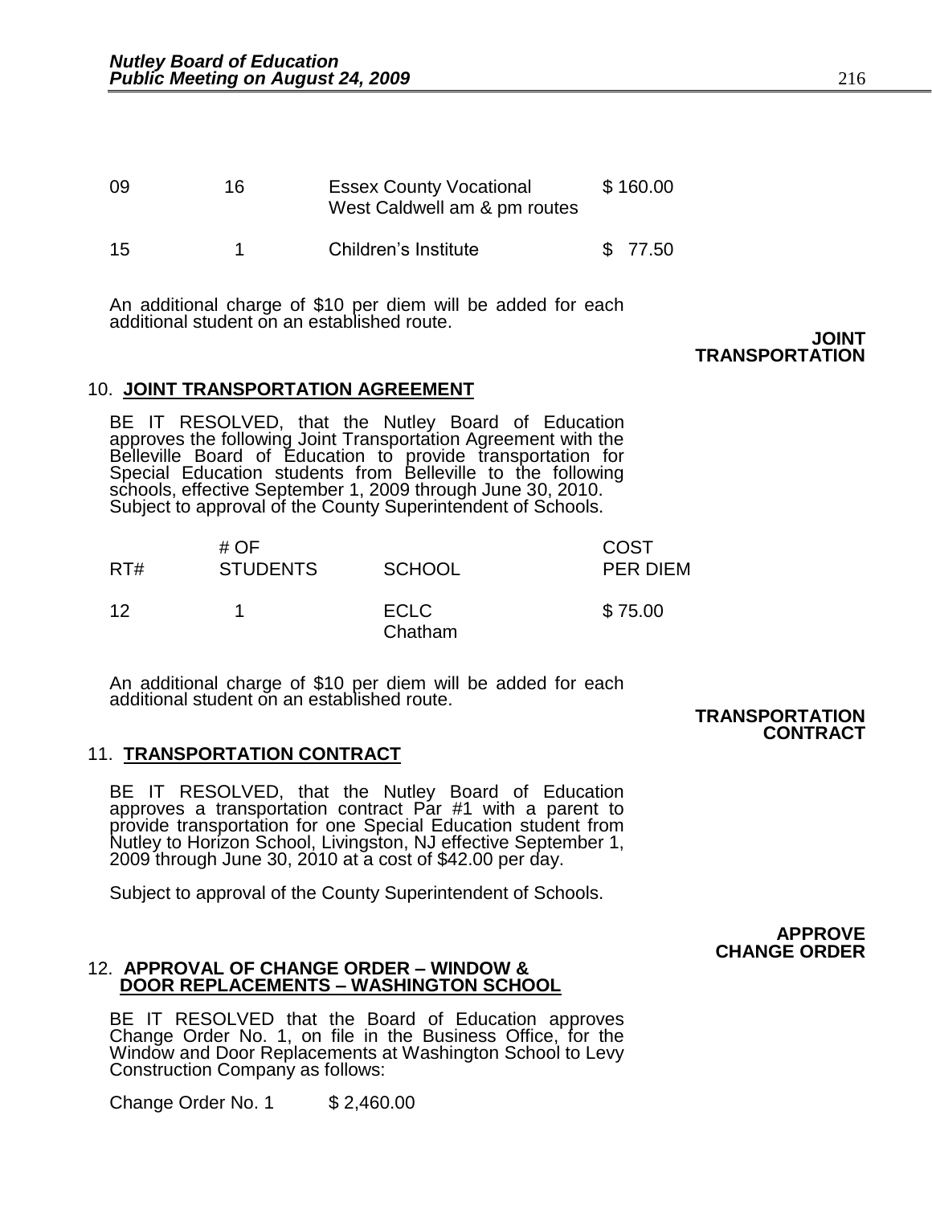| | | | |
|---|---|---|---|
| 09 | 16 | Essex County Vocational West Caldwell am & pm routes | $ 160.00 |
| 15 | 1 | Children's Institute | $ 77.50 |

An additional charge of $10 per diem will be added for each additional student on an established route.

**JOINT TRANSPORTATION**

10. **JOINT TRANSPORTATION AGREEMENT**

BE IT RESOLVED, that the Nutley Board of Education approves the following Joint Transportation Agreement with the Belleville Board of Education to provide transportation for Special Education students from Belleville to the following schools, effective September 1, 2009 through June 30, 2010. Subject to approval of the County Superintendent of Schools.

| RT# | # OF STUDENTS | SCHOOL | COST PER DIEM |
|---|---|---|---|
| 12 | 1 | ECLC Chatham | $ 75.00 |

An additional charge of $10 per diem will be added for each additional student on an established route.

**TRANSPORTATION CONTRACT**

11. **TRANSPORTATION CONTRACT**

BE IT RESOLVED, that the Nutley Board of Education approves a transportation contract Par #1 with a parent to provide transportation for one Special Education student from Nutley to Horizon School, Livingston, NJ effective September 1, 2009 through June 30, 2010 at a cost of $42.00 per day.

Subject to approval of the County Superintendent of Schools.

**APPROVE CHANGE ORDER**

12. **APPROVAL OF CHANGE ORDER – WINDOW & DOOR REPLACEMENTS – WASHINGTON SCHOOL**

BE IT RESOLVED that the Board of Education approves Change Order No. 1, on file in the Business Office, for the Window and Door Replacements at Washington School to Levy Construction Company as follows:

Change Order No. 1 $ 2,460.00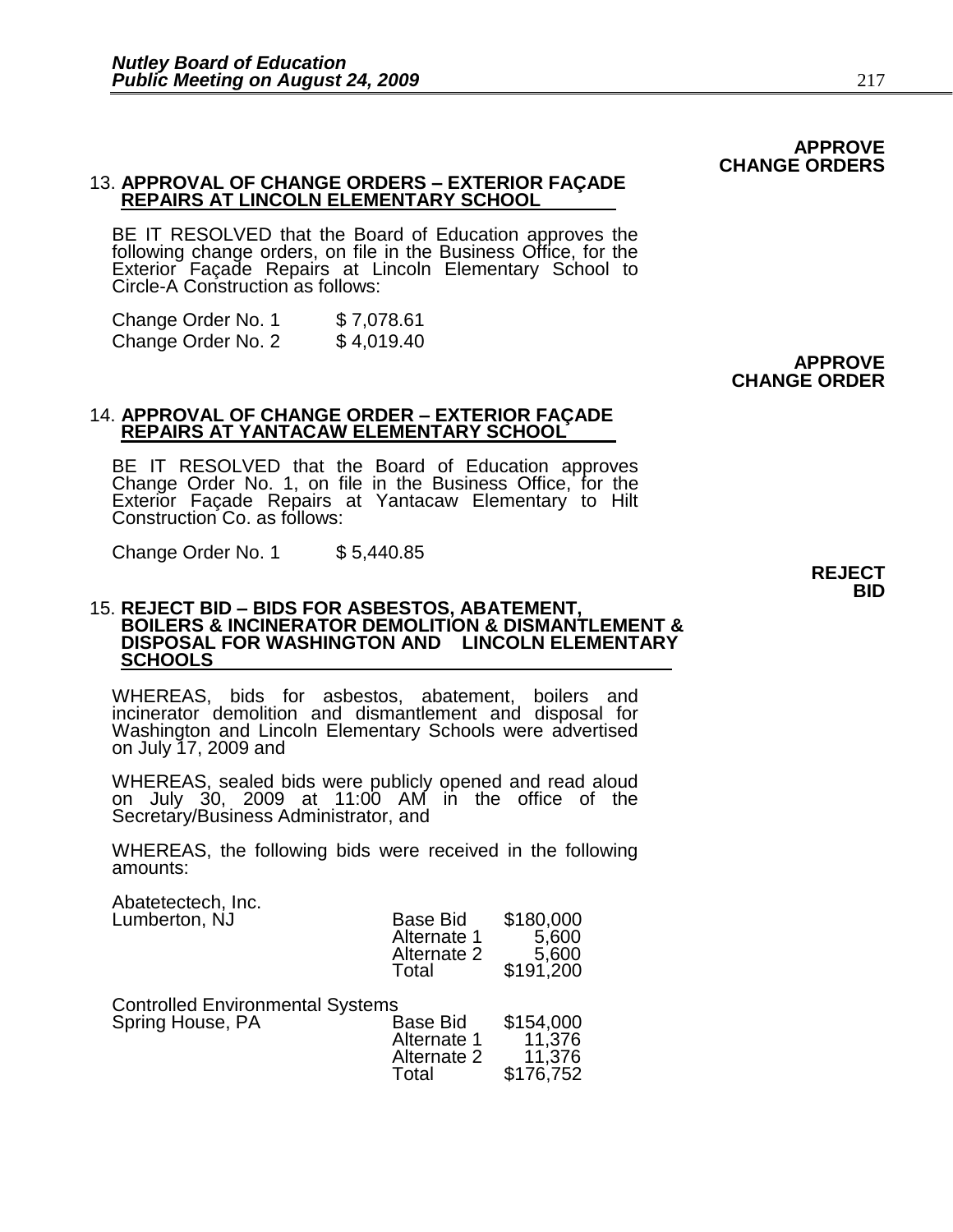**APPROVE CHANGE ORDERS**

13. **APPROVAL OF CHANGE ORDERS – EXTERIOR FAÇADE REPAIRS AT LINCOLN ELEMENTARY SCHOOL**

BE IT RESOLVED that the Board of Education approves the following change orders, on file in the Business Office, for the Exterior Façade Repairs at Lincoln Elementary School to Circle-A Construction as follows:

| | |
|---|---|
| Change Order No. 1 | $ 7,078.61 |
| Change Order No. 2 | $ 4,019.40 |

**APPROVE CHANGE ORDER**

14. **APPROVAL OF CHANGE ORDER – EXTERIOR FAÇADE REPAIRS AT YANTACAW ELEMENTARY SCHOOL**

BE IT RESOLVED that the Board of Education approves Change Order No. 1, on file in the Business Office, for the Exterior Façade Repairs at Yantacaw Elementary to Hilt Construction Co. as follows:

| | |
|---|---|
| Change Order No. 1 | $ 5,440.85 |

**REJECT BID**

15. **REJECT BID – BIDS FOR ASBESTOS, ABATEMENT, BOILERS & INCINERATOR DEMOLITION & DISMANTLEMENT & DISPOSAL FOR WASHINGTON AND LINCOLN ELEMENTARY SCHOOLS**

WHEREAS, bids for asbestos, abatement, boilers and incinerator demolition and dismantlement and disposal for Washington and Lincoln Elementary Schools were advertised on July 17, 2009 and

WHEREAS, sealed bids were publicly opened and read aloud on July 30, 2009 at 11:00 AM in the office of the Secretary/Business Administrator, and

WHEREAS, the following bids were received in the following amounts:

| Bidder | | Amount |
|---|---|---|
| Abatetectech, Inc. Lumberton, NJ | Base Bid | $180,000 |
| | Alternate 1 | 5,600 |
| | Alternate 2 | 5,600 |
| | Total | $191,200 |
| Controlled Environmental Systems Spring House, PA | Base Bid | $154,000 |
| | Alternate 1 | 11,376 |
| | Alternate 2 | 11,376 |
| | Total | $176,752 |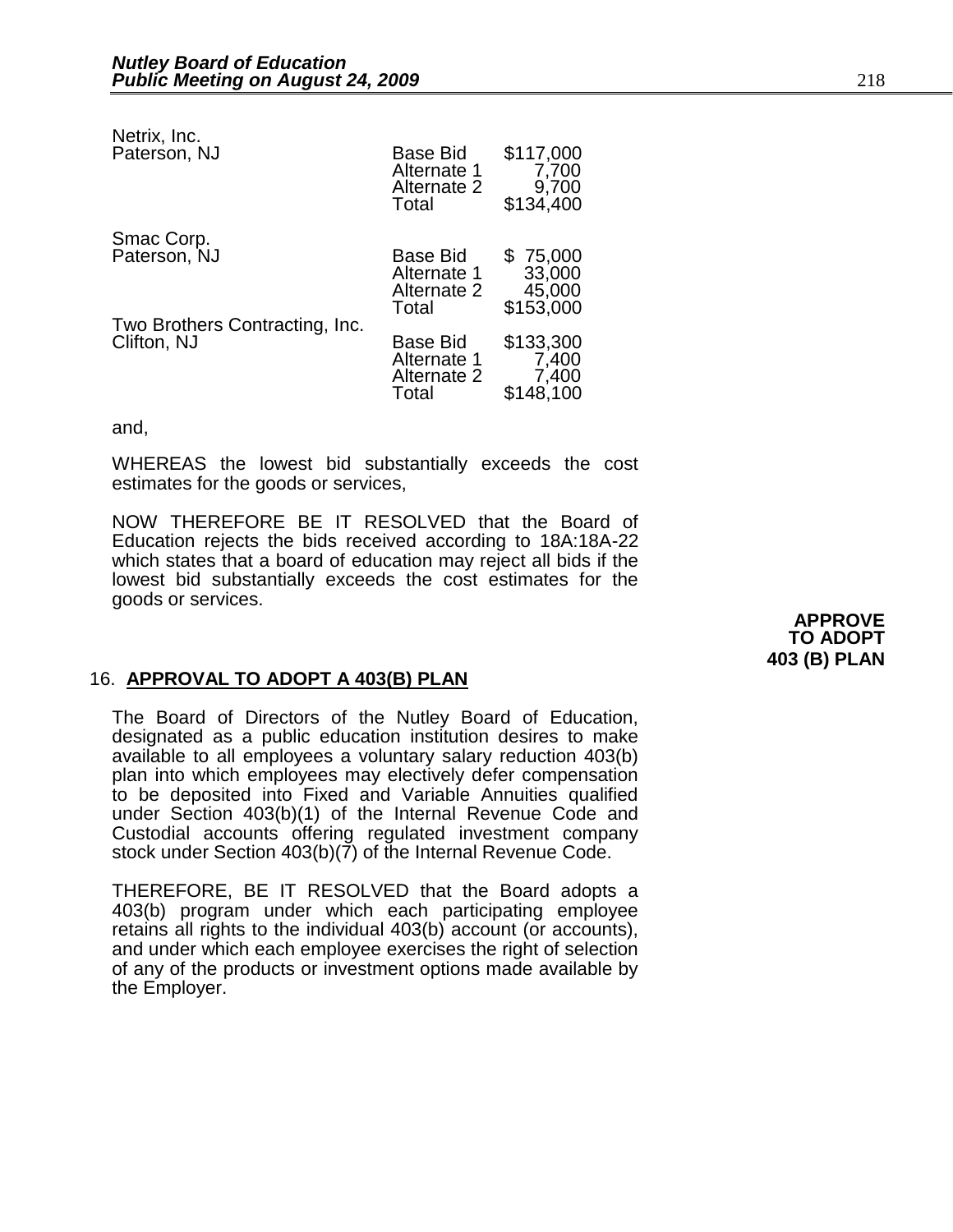| Bidder | | Amount |
|---|---|---|
| Netrix, Inc.<br>Paterson, NJ | Base Bid | $117,000 |
| | Alternate 1 | 7,700 |
| | Alternate 2 | 9,700 |
| | Total | $134,400 |
| Smac Corp.<br>Paterson, NJ | Base Bid | $ 75,000 |
| | Alternate 1 | 33,000 |
| | Alternate 2 | 45,000 |
| | Total | $153,000 |
| Two Brothers Contracting, Inc.<br>Clifton, NJ | Base Bid | $133,300 |
| | Alternate 1 | 7,400 |
| | Alternate 2 | 7,400 |
| | Total | $148,100 |

and,

WHEREAS the lowest bid substantially exceeds the cost estimates for the goods or services,

NOW THEREFORE BE IT RESOLVED that the Board of Education rejects the bids received according to 18A:18A-22 which states that a board of education may reject all bids if the lowest bid substantially exceeds the cost estimates for the goods or services.

**APPROVE TO ADOPT 403 (B) PLAN**

16. **APPROVAL TO ADOPT A 403(B) PLAN**

The Board of Directors of the Nutley Board of Education, designated as a public education institution desires to make available to all employees a voluntary salary reduction 403(b) plan into which employees may electively defer compensation to be deposited into Fixed and Variable Annuities qualified under Section 403(b)(1) of the Internal Revenue Code and Custodial accounts offering regulated investment company stock under Section 403(b)(7) of the Internal Revenue Code.

THEREFORE, BE IT RESOLVED that the Board adopts a 403(b) program under which each participating employee retains all rights to the individual 403(b) account (or accounts), and under which each employee exercises the right of selection of any of the products or investment options made available by the Employer.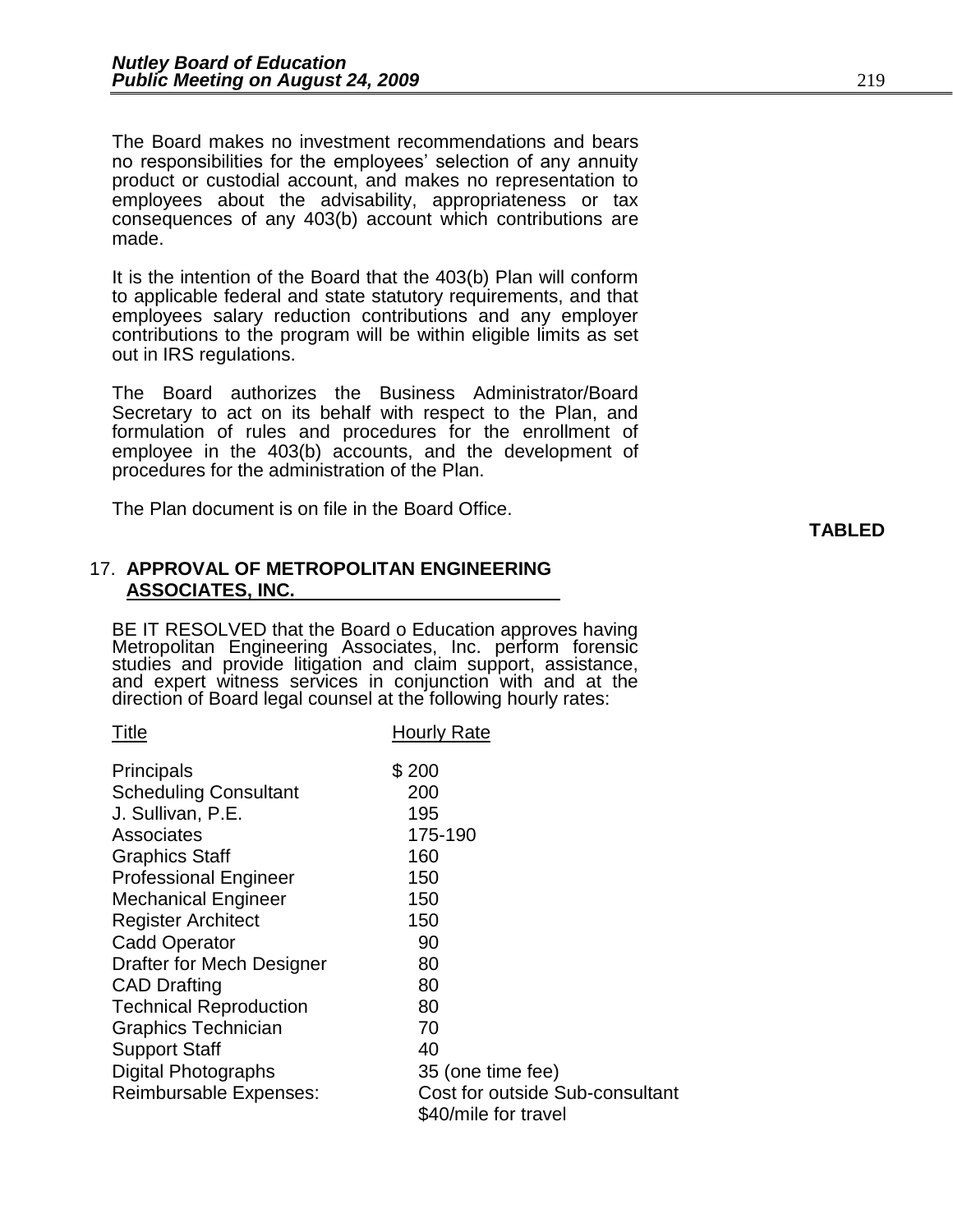The Board makes no investment recommendations and bears no responsibilities for the employees' selection of any annuity product or custodial account, and makes no representation to employees about the advisability, appropriateness or tax consequences of any 403(b) account which contributions are made.

It is the intention of the Board that the 403(b) Plan will conform to applicable federal and state statutory requirements, and that employees salary reduction contributions and any employer contributions to the program will be within eligible limits as set out in IRS regulations.

The Board authorizes the Business Administrator/Board Secretary to act on its behalf with respect to the Plan, and formulation of rules and procedures for the enrollment of employee in the 403(b) accounts, and the development of procedures for the administration of the Plan.

The Plan document is on file in the Board Office.

**TABLED**

17. **APPROVAL OF METROPOLITAN ENGINEERING ASSOCIATES, INC.**

BE IT RESOLVED that the Board o Education approves having Metropolitan Engineering Associates, Inc. perform forensic studies and provide litigation and claim support, assistance, and expert witness services in conjunction with and at the direction of Board legal counsel at the following hourly rates:

| Title | Hourly Rate |
|---|---|
| Principals | $ 200 |
| Scheduling Consultant | 200 |
| J. Sullivan, P.E. | 195 |
| Associates | 175-190 |
| Graphics Staff | 160 |
| Professional Engineer | 150 |
| Mechanical Engineer | 150 |
| Register Architect | 150 |
| Cadd Operator | 90 |
| Drafter for Mech Designer | 80 |
| CAD Drafting | 80 |
| Technical Reproduction | 80 |
| Graphics Technician | 70 |
| Support Staff | 40 |
| Digital Photographs | 35 (one time fee) |
| Reimbursable Expenses: | Cost for outside Sub-consultant<br>$40/mile for travel |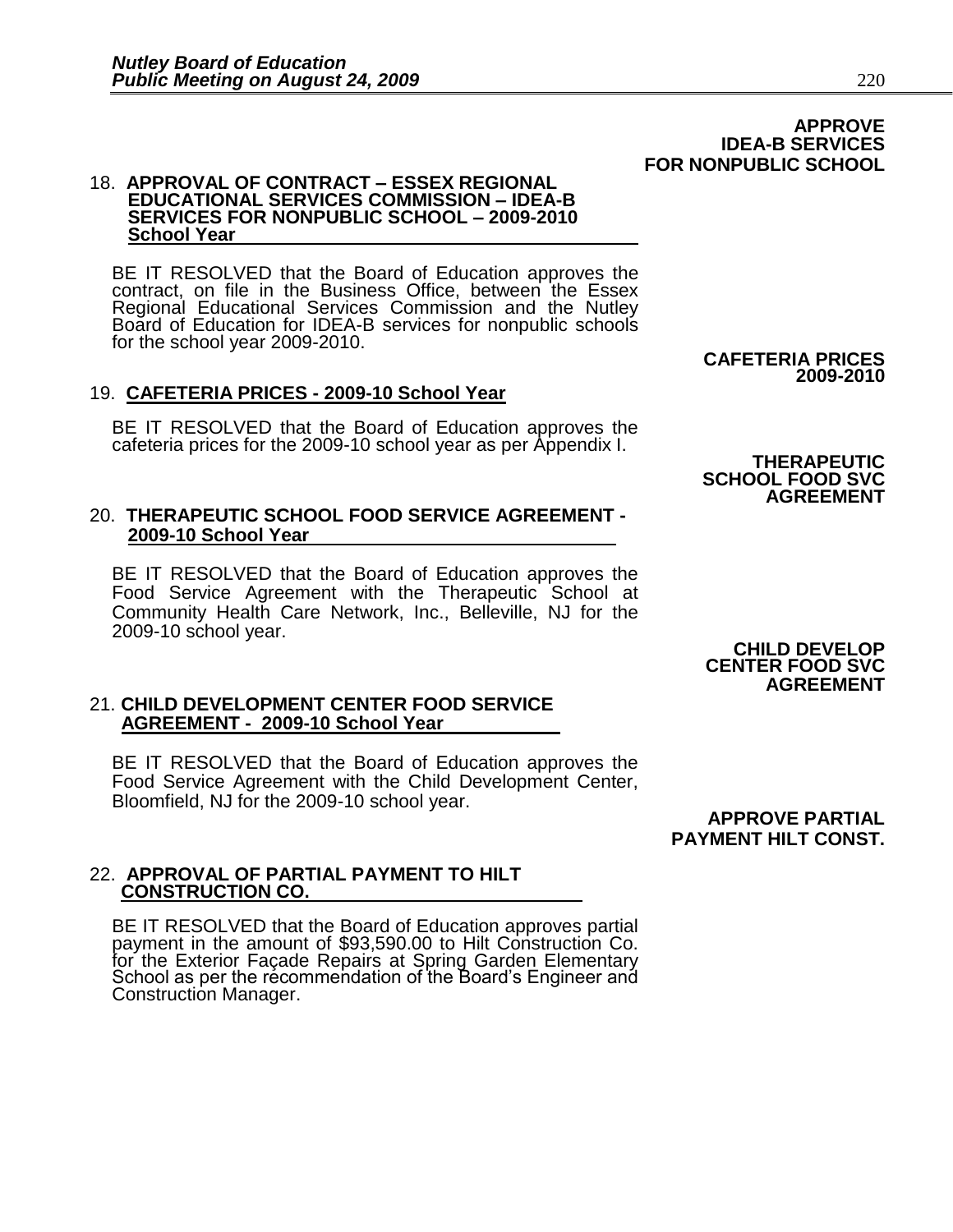**APPROVE IDEA-B SERVICES FOR NONPUBLIC SCHOOL**

18. **APPROVAL OF CONTRACT – ESSEX REGIONAL EDUCATIONAL SERVICES COMMISSION – IDEA-B SERVICES FOR NONPUBLIC SCHOOL – 2009-2010 School Year**

BE IT RESOLVED that the Board of Education approves the contract, on file in the Business Office, between the Essex Regional Educational Services Commission and the Nutley Board of Education for IDEA-B services for nonpublic schools for the school year 2009-2010.

**CAFETERIA PRICES 2009-2010**

19. **CAFETERIA PRICES - 2009-10 School Year**

BE IT RESOLVED that the Board of Education approves the cafeteria prices for the 2009-10 school year as per Appendix I.

**THERAPEUTIC SCHOOL FOOD SVC AGREEMENT**

20. **THERAPEUTIC SCHOOL FOOD SERVICE AGREEMENT - 2009-10 School Year**

BE IT RESOLVED that the Board of Education approves the Food Service Agreement with the Therapeutic School at Community Health Care Network, Inc., Belleville, NJ for the 2009-10 school year.

**CHILD DEVELOP CENTER FOOD SVC AGREEMENT**

21. **CHILD DEVELOPMENT CENTER FOOD SERVICE AGREEMENT - 2009-10 School Year**

BE IT RESOLVED that the Board of Education approves the Food Service Agreement with the Child Development Center, Bloomfield, NJ for the 2009-10 school year.

**APPROVE PARTIAL PAYMENT HILT CONST.**

22. **APPROVAL OF PARTIAL PAYMENT TO HILT CONSTRUCTION CO.**

BE IT RESOLVED that the Board of Education approves partial payment in the amount of $93,590.00 to Hilt Construction Co. for the Exterior Façade Repairs at Spring Garden Elementary School as per the recommendation of the Board's Engineer and Construction Manager.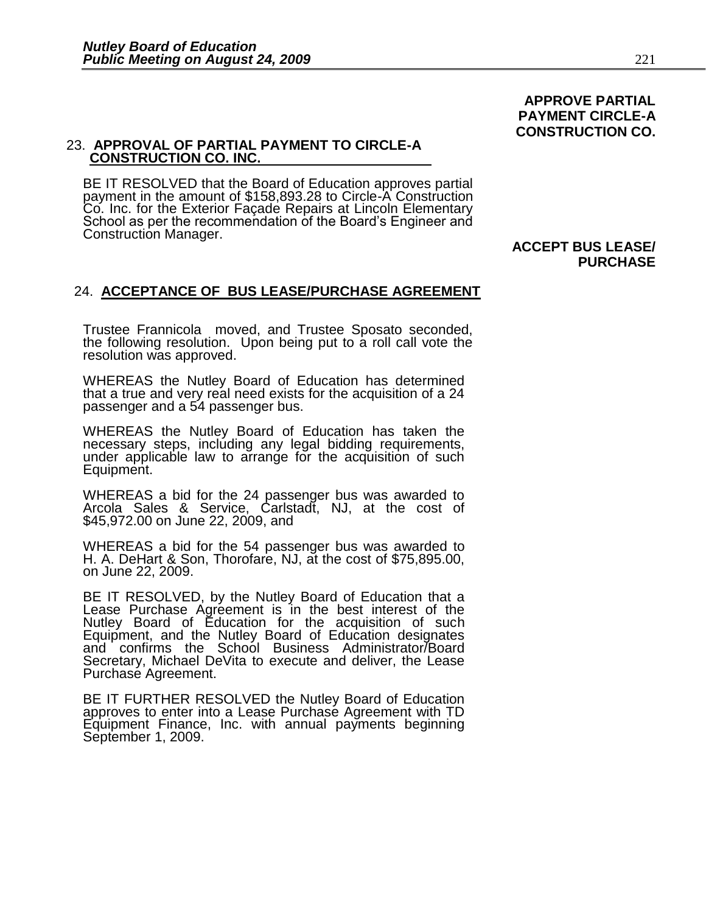**APPROVE PARTIAL PAYMENT CIRCLE-A CONSTRUCTION CO.**

23. **APPROVAL OF PARTIAL PAYMENT TO CIRCLE-A CONSTRUCTION CO. INC.**

BE IT RESOLVED that the Board of Education approves partial payment in the amount of $158,893.28 to Circle-A Construction Co. Inc. for the Exterior Façade Repairs at Lincoln Elementary School as per the recommendation of the Board's Engineer and Construction Manager.

**ACCEPT BUS LEASE/ PURCHASE**

24. **ACCEPTANCE OF BUS LEASE/PURCHASE AGREEMENT**

Trustee Frannicola moved, and Trustee Sposato seconded, the following resolution. Upon being put to a roll call vote the resolution was approved.

WHEREAS the Nutley Board of Education has determined that a true and very real need exists for the acquisition of a 24 passenger and a 54 passenger bus.

WHEREAS the Nutley Board of Education has taken the necessary steps, including any legal bidding requirements, under applicable law to arrange for the acquisition of such Equipment.

WHEREAS a bid for the 24 passenger bus was awarded to Arcola Sales & Service, Carlstadt, NJ, at the cost of $45,972.00 on June 22, 2009, and

WHEREAS a bid for the 54 passenger bus was awarded to H. A. DeHart & Son, Thorofare, NJ, at the cost of $75,895.00, on June 22, 2009.

BE IT RESOLVED, by the Nutley Board of Education that a Lease Purchase Agreement is in the best interest of the Nutley Board of Education for the acquisition of such Equipment, and the Nutley Board of Education designates and confirms the School Business Administrator/Board Secretary, Michael DeVita to execute and deliver, the Lease Purchase Agreement.

BE IT FURTHER RESOLVED the Nutley Board of Education approves to enter into a Lease Purchase Agreement with TD Equipment Finance, Inc. with annual payments beginning September 1, 2009.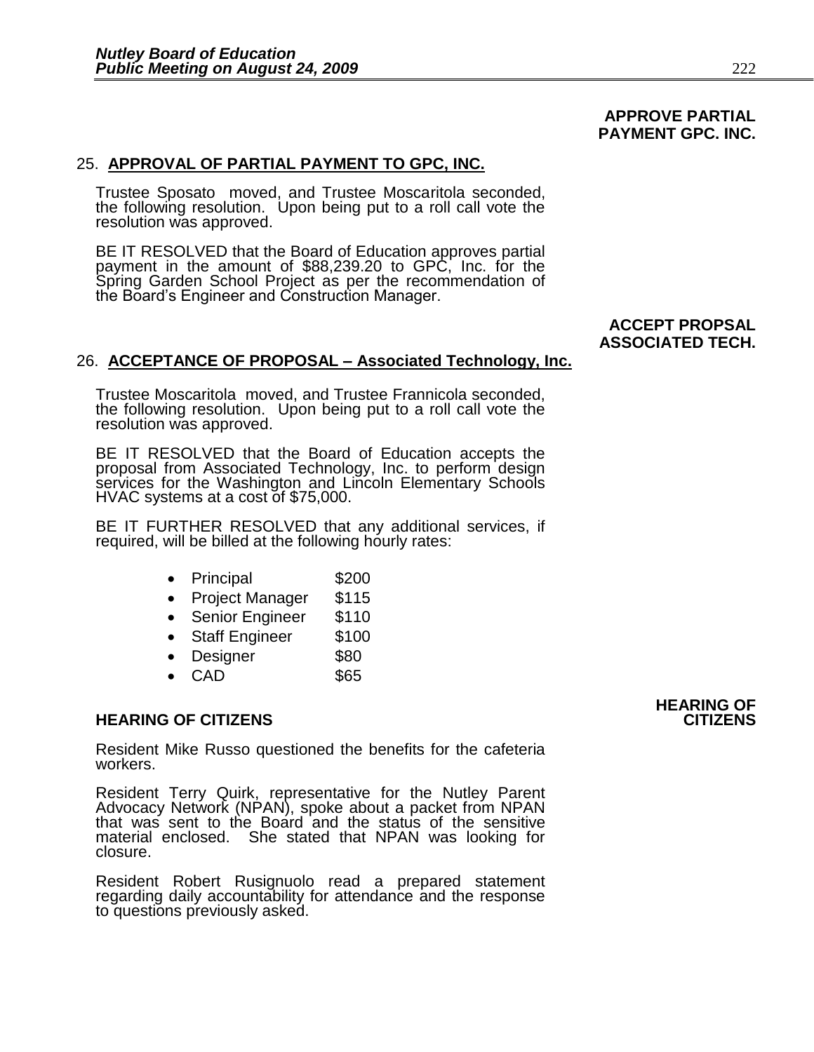**APPROVE PARTIAL PAYMENT GPC. INC.**

## 25. APPROVAL OF PARTIAL PAYMENT TO GPC, INC.

Trustee Sposato moved, and Trustee Moscaritola seconded, the following resolution. Upon being put to a roll call vote the resolution was approved.

BE IT RESOLVED that the Board of Education approves partial payment in the amount of $88,239.20 to GPC, Inc. for the Spring Garden School Project as per the recommendation of the Board's Engineer and Construction Manager.

**ACCEPT PROPSAL ASSOCIATED TECH.**

## 26. ACCEPTANCE OF PROPOSAL – Associated Technology, Inc.

Trustee Moscaritola moved, and Trustee Frannicola seconded, the following resolution. Upon being put to a roll call vote the resolution was approved.

BE IT RESOLVED that the Board of Education accepts the proposal from Associated Technology, Inc. to perform design services for the Washington and Lincoln Elementary Schools HVAC systems at a cost of $75,000.

BE IT FURTHER RESOLVED that any additional services, if required, will be billed at the following hourly rates:

- Principal $200
- Project Manager $115
- Senior Engineer $110
- Staff Engineer $100
- Designer $80
- CAD $65

**HEARING OF CITIZENS**

## HEARING OF CITIZENS

Resident Mike Russo questioned the benefits for the cafeteria workers.

Resident Terry Quirk, representative for the Nutley Parent Advocacy Network (NPAN), spoke about a packet from NPAN that was sent to the Board and the status of the sensitive material enclosed. She stated that NPAN was looking for closure.

Resident Robert Rusignuolo read a prepared statement regarding daily accountability for attendance and the response to questions previously asked.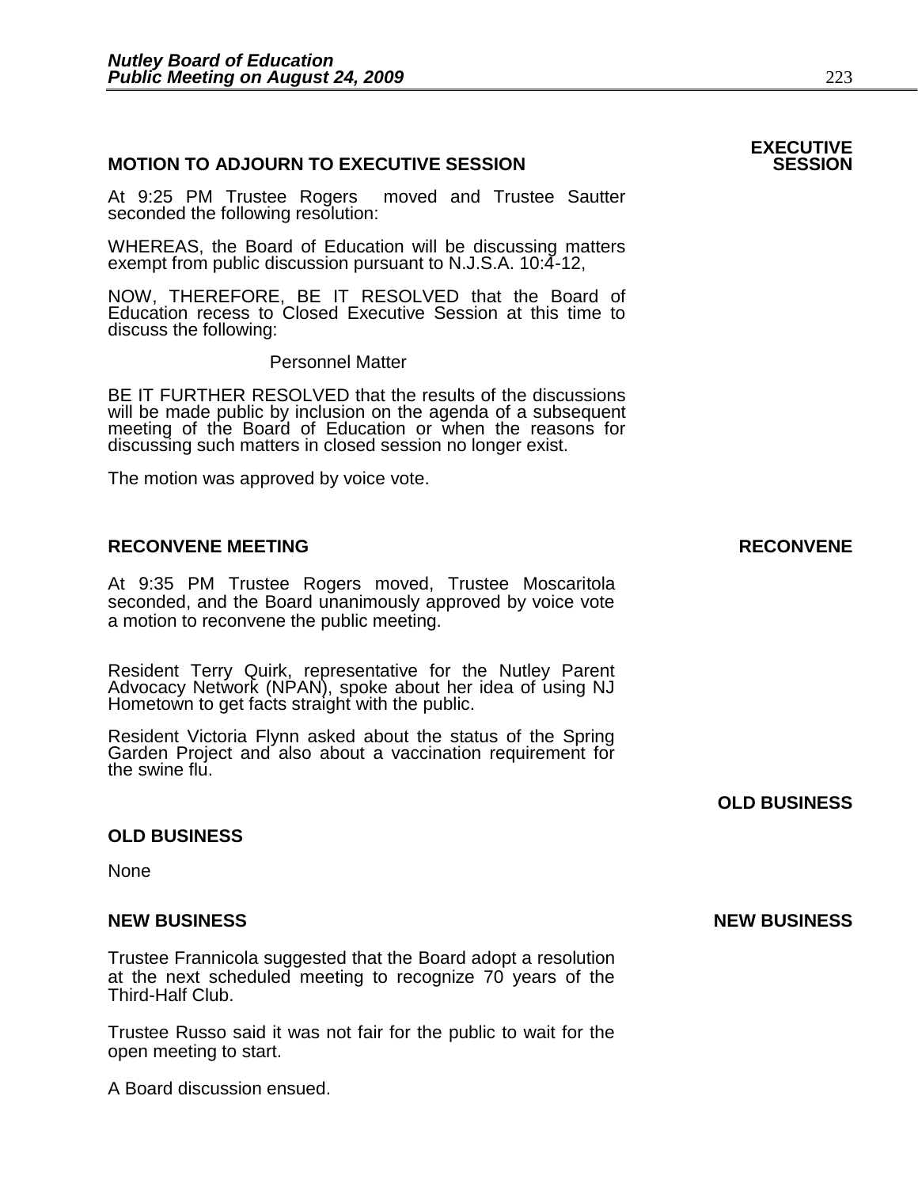## MOTION TO ADJOURN TO EXECUTIVE SESSION

**EXECUTIVE SESSION**

At 9:25 PM Trustee Rogers moved and Trustee Sautter seconded the following resolution:

WHEREAS, the Board of Education will be discussing matters exempt from public discussion pursuant to N.J.S.A. 10:4-12,

NOW, THEREFORE, BE IT RESOLVED that the Board of Education recess to Closed Executive Session at this time to discuss the following:

Personnel Matter

BE IT FURTHER RESOLVED that the results of the discussions will be made public by inclusion on the agenda of a subsequent meeting of the Board of Education or when the reasons for discussing such matters in closed session no longer exist.

The motion was approved by voice vote.

## RECONVENE MEETING

**RECONVENE**

At 9:35 PM Trustee Rogers moved, Trustee Moscaritola seconded, and the Board unanimously approved by voice vote a motion to reconvene the public meeting.

Resident Terry Quirk, representative for the Nutley Parent Advocacy Network (NPAN), spoke about her idea of using NJ Hometown to get facts straight with the public.

Resident Victoria Flynn asked about the status of the Spring Garden Project and also about a vaccination requirement for the swine flu.

## OLD BUSINESS

**OLD BUSINESS**

None

## NEW BUSINESS

**NEW BUSINESS**

Trustee Frannicola suggested that the Board adopt a resolution at the next scheduled meeting to recognize 70 years of the Third-Half Club.

Trustee Russo said it was not fair for the public to wait for the open meeting to start.

A Board discussion ensued.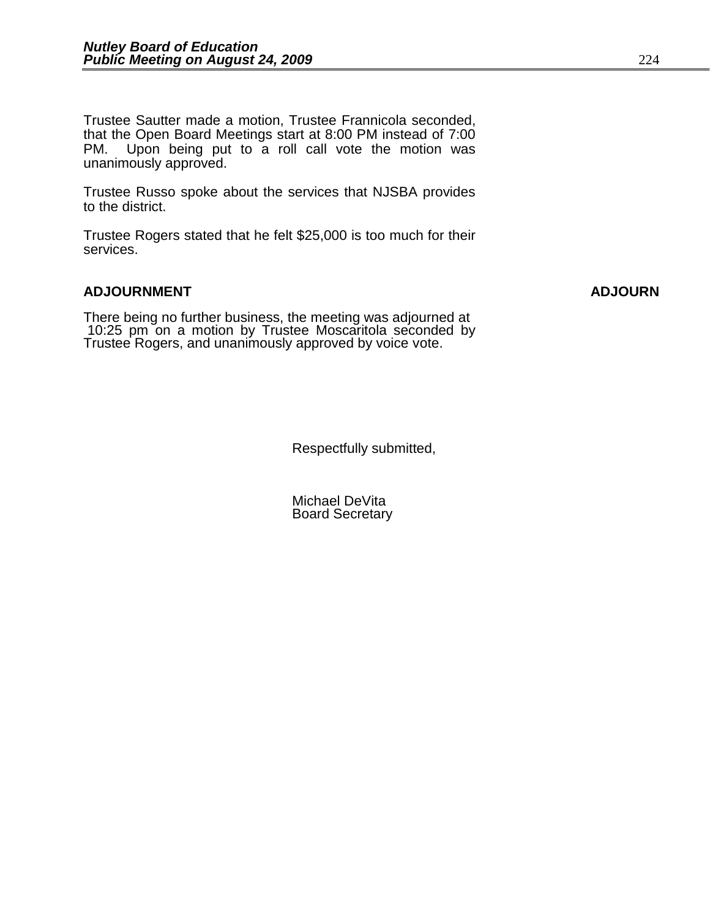Trustee Sautter made a motion, Trustee Frannicola seconded, that the Open Board Meetings start at 8:00 PM instead of 7:00 PM. Upon being put to a roll call vote the motion was unanimously approved.

Trustee Russo spoke about the services that NJSBA provides to the district.

Trustee Rogers stated that he felt $25,000 is too much for their services.

**ADJOURNMENT** **ADJOURN**

There being no further business, the meeting was adjourned at 10:25 pm on a motion by Trustee Moscaritola seconded by Trustee Rogers, and unanimously approved by voice vote.

Respectfully submitted,

Michael DeVita
Board Secretary